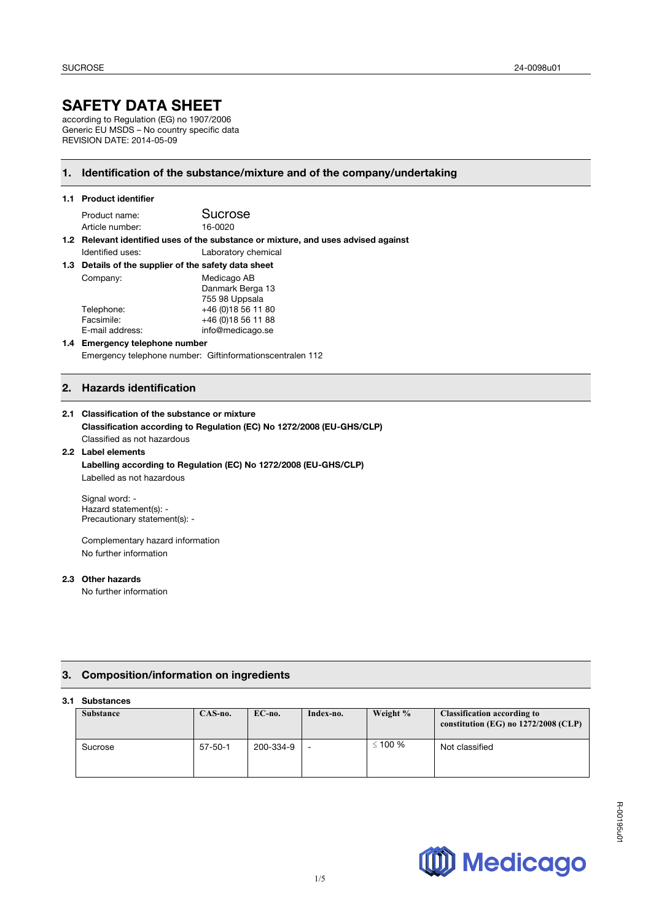# SAFETY DATA SHEET

according to Regulation (EG) no 1907/2006
Generic EU MSDS – No country specific data
REVISION DATE: 2014-05-09

## 1. Identification of the substance/mixture and of the company/undertaking

### 1.1 Product identifier

Product name: Sucrose
Article number: 16-0020

### 1.2 Relevant identified uses of the substance or mixture, and uses advised against

Identified uses: Laboratory chemical

### 1.3 Details of the supplier of the safety data sheet

Company: Medicago AB
Danmark Berga 13
755 98 Uppsala
Telephone: +46 (0)18 56 11 80
Facsimile: +46 (0)18 56 11 88
E-mail address: info@medicago.se

### 1.4 Emergency telephone number

Emergency telephone number: Giftinformationscentralen 112

## 2. Hazards identification

### 2.1 Classification of the substance or mixture

**Classification according to Regulation (EC) No 1272/2008 (EU-GHS/CLP)**

Classified as not hazardous

### 2.2 Label elements

**Labelling according to Regulation (EC) No 1272/2008 (EU-GHS/CLP)**

Labelled as not hazardous

Signal word: -
Hazard statement(s): -
Precautionary statement(s): -

Complementary hazard information
No further information

### 2.3 Other hazards

No further information

## 3. Composition/information on ingredients

### 3.1 Substances

| Substance | CAS-no. | EC-no. | Index-no. | Weight % | Classification according to constitution (EG) no 1272/2008 (CLP) |
|---|---|---|---|---|---|
| Sucrose | 57-50-1 | 200-334-9 | - | ≤ 100 % | Not classified |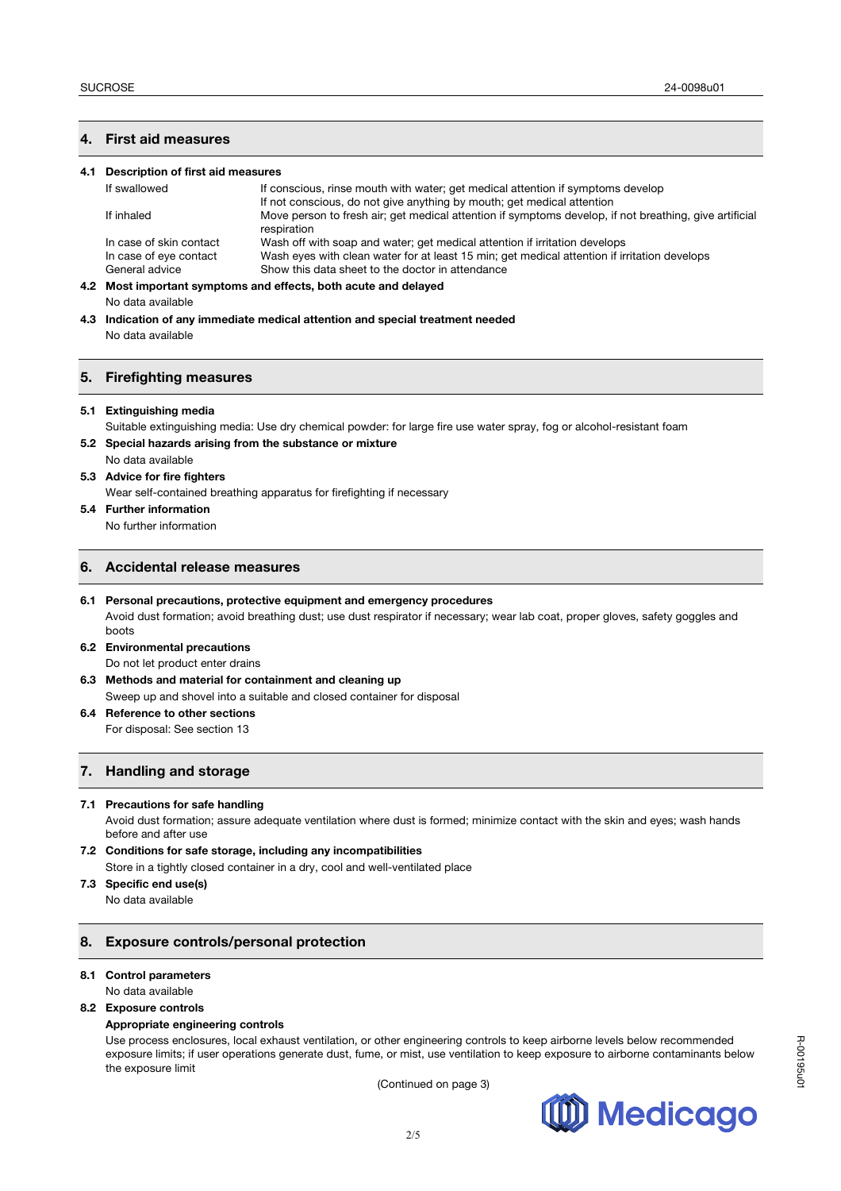## 4. First aid measures

### 4.1 Description of first aid measures

| | |
|---|---|
| If swallowed | If conscious, rinse mouth with water; get medical attention if symptoms develop<br>If not conscious, do not give anything by mouth; get medical attention |
| If inhaled | Move person to fresh air; get medical attention if symptoms develop, if not breathing, give artificial respiration |
| In case of skin contact | Wash off with soap and water; get medical attention if irritation develops |
| In case of eye contact | Wash eyes with clean water for at least 15 min; get medical attention if irritation develops |
| General advice | Show this data sheet to the doctor in attendance |

### 4.2 Most important symptoms and effects, both acute and delayed

No data available

### 4.3 Indication of any immediate medical attention and special treatment needed

No data available

## 5. Firefighting measures

### 5.1 Extinguishing media

Suitable extinguishing media: Use dry chemical powder: for large fire use water spray, fog or alcohol-resistant foam

### 5.2 Special hazards arising from the substance or mixture

No data available

### 5.3 Advice for fire fighters

Wear self-contained breathing apparatus for firefighting if necessary

### 5.4 Further information

No further information

## 6. Accidental release measures

### 6.1 Personal precautions, protective equipment and emergency procedures

Avoid dust formation; avoid breathing dust; use dust respirator if necessary; wear lab coat, proper gloves, safety goggles and boots

### 6.2 Environmental precautions

Do not let product enter drains

### 6.3 Methods and material for containment and cleaning up

Sweep up and shovel into a suitable and closed container for disposal

### 6.4 Reference to other sections

For disposal: See section 13

## 7. Handling and storage

### 7.1 Precautions for safe handling

Avoid dust formation; assure adequate ventilation where dust is formed; minimize contact with the skin and eyes; wash hands before and after use

### 7.2 Conditions for safe storage, including any incompatibilities

Store in a tightly closed container in a dry, cool and well-ventilated place

### 7.3 Specific end use(s)

No data available

## 8. Exposure controls/personal protection

### 8.1 Control parameters

No data available

### 8.2 Exposure controls

**Appropriate engineering controls**

Use process enclosures, local exhaust ventilation, or other engineering controls to keep airborne levels below recommended exposure limits; if user operations generate dust, fume, or mist, use ventilation to keep exposure to airborne contaminants below the exposure limit

(Continued on page 3)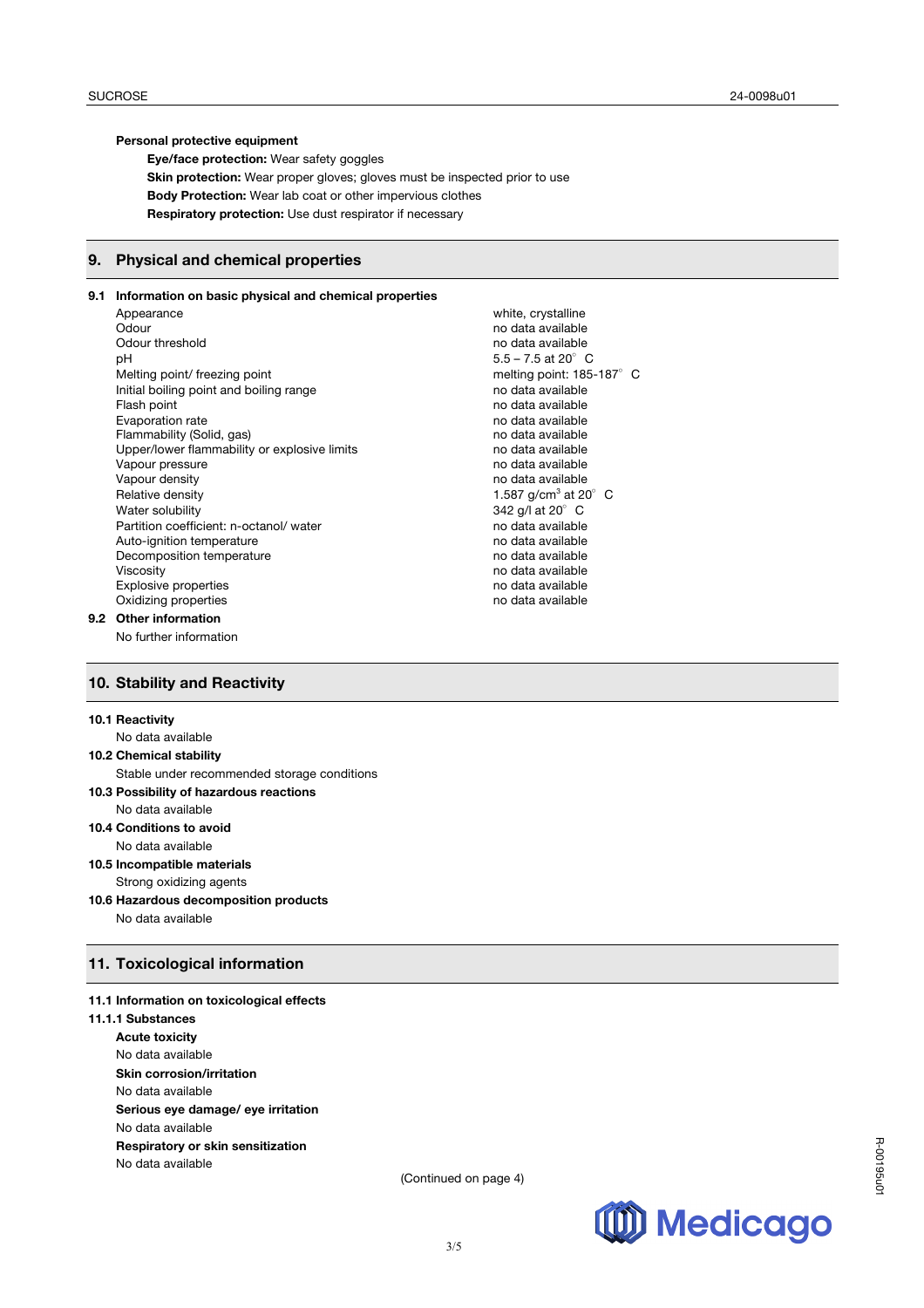**Personal protective equipment**

**Eye/face protection:** Wear safety goggles

**Skin protection:** Wear proper gloves; gloves must be inspected prior to use

**Body Protection:** Wear lab coat or other impervious clothes

**Respiratory protection:** Use dust respirator if necessary

## 9. Physical and chemical properties

### 9.1 Information on basic physical and chemical properties

| Property | Value |
|---|---|
| Appearance | white, crystalline |
| Odour | no data available |
| Odour threshold | no data available |
| pH | 5.5 – 7.5 at 20° C |
| Melting point/ freezing point | melting point: 185-187° C |
| Initial boiling point and boiling range | no data available |
| Flash point | no data available |
| Evaporation rate | no data available |
| Flammability (Solid, gas) | no data available |
| Upper/lower flammability or explosive limits | no data available |
| Vapour pressure | no data available |
| Vapour density | no data available |
| Relative density | 1.587 g/cm$^3$ at 20° C |
| Water solubility | 342 g/l at 20° C |
| Partition coefficient: n-octanol/ water | no data available |
| Auto-ignition temperature | no data available |
| Decomposition temperature | no data available |
| Viscosity | no data available |
| Explosive properties | no data available |
| Oxidizing properties | no data available |

### 9.2 Other information

No further information

## 10. Stability and Reactivity

**10.1 Reactivity**

No data available

**10.2 Chemical stability**

Stable under recommended storage conditions

**10.3 Possibility of hazardous reactions**

No data available

**10.4 Conditions to avoid**

No data available

**10.5 Incompatible materials**

Strong oxidizing agents

**10.6 Hazardous decomposition products**

No data available

## 11. Toxicological information

**11.1 Information on toxicological effects**

**11.1.1 Substances**

**Acute toxicity**

No data available

**Skin corrosion/irritation**

No data available

**Serious eye damage/ eye irritation**

No data available

**Respiratory or skin sensitization**

No data available

(Continued on page 4)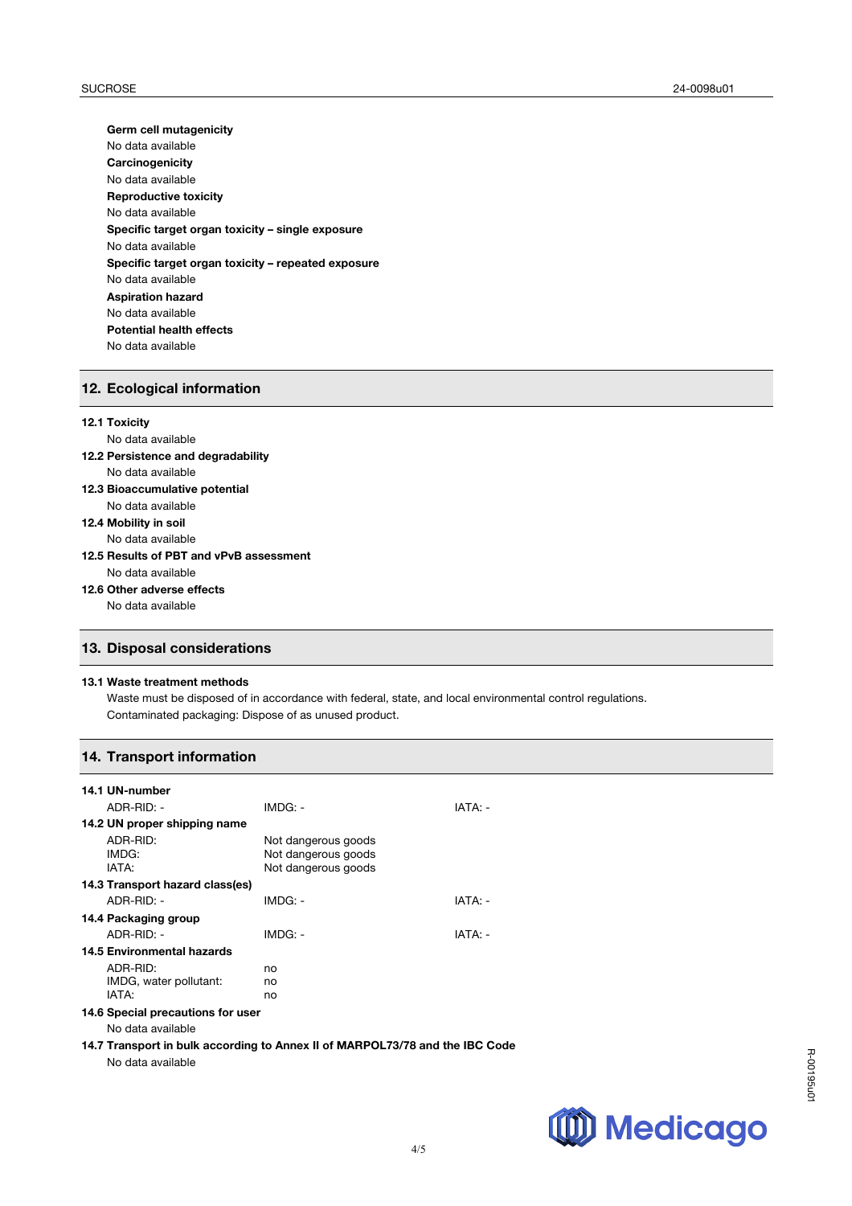**Germ cell mutagenicity**
No data available

**Carcinogenicity**
No data available

**Reproductive toxicity**
No data available

**Specific target organ toxicity – single exposure**
No data available

**Specific target organ toxicity – repeated exposure**
No data available

**Aspiration hazard**
No data available

**Potential health effects**
No data available

## 12. Ecological information

**12.1 Toxicity**
No data available

**12.2 Persistence and degradability**
No data available

**12.3 Bioaccumulative potential**
No data available

**12.4 Mobility in soil**
No data available

**12.5 Results of PBT and vPvB assessment**
No data available

**12.6 Other adverse effects**
No data available

## 13. Disposal considerations

**13.1 Waste treatment methods**
Waste must be disposed of in accordance with federal, state, and local environmental control regulations.
Contaminated packaging: Dispose of as unused product.

## 14. Transport information

**14.1 UN-number**

| ADR-RID: - | IMDG: - | IATA: - |
|---|---|---|

**14.2 UN proper shipping name**

| | |
|---|---|
| ADR-RID: | Not dangerous goods |
| IMDG: | Not dangerous goods |
| IATA: | Not dangerous goods |

**14.3 Transport hazard class(es)**

| ADR-RID: - | IMDG: - | IATA: - |
|---|---|---|

**14.4 Packaging group**

| ADR-RID: - | IMDG: - | IATA: - |
|---|---|---|

**14.5 Environmental hazards**

| | |
|---|---|
| ADR-RID: | no |
| IMDG, water pollutant: | no |
| IATA: | no |

**14.6 Special precautions for user**
No data available

**14.7 Transport in bulk according to Annex II of MARPOL73/78 and the IBC Code**
No data available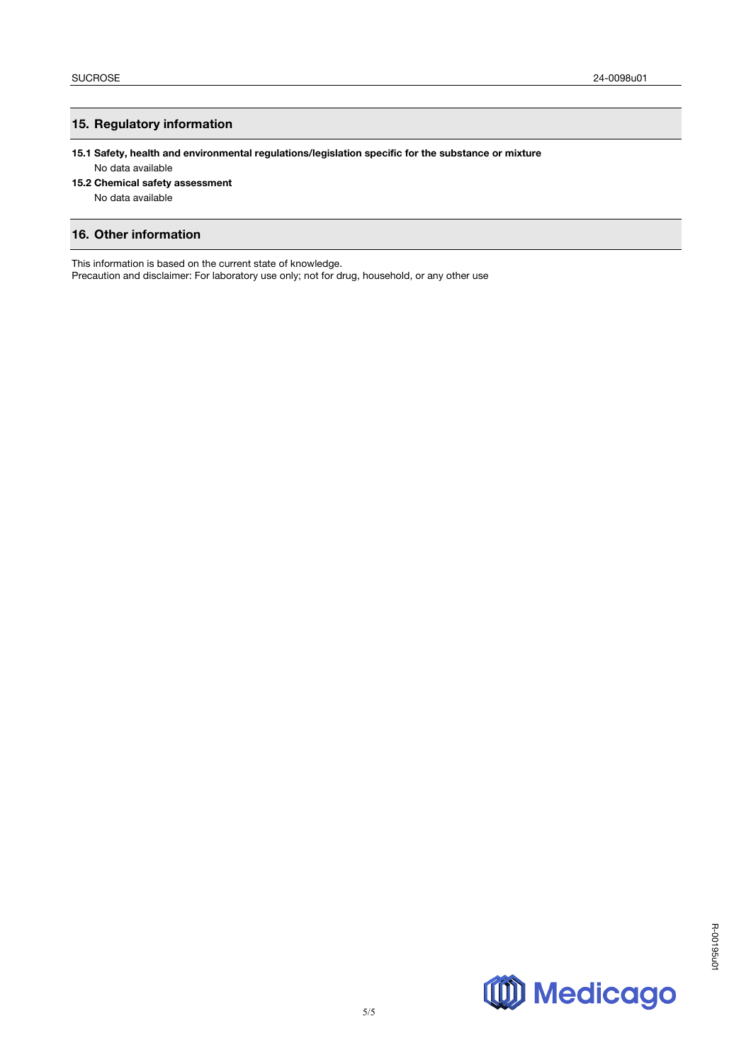## 15. Regulatory information

**15.1 Safety, health and environmental regulations/legislation specific for the substance or mixture**

No data available

**15.2 Chemical safety assessment**

No data available

## 16. Other information

This information is based on the current state of knowledge.
Precaution and disclaimer: For laboratory use only; not for drug, household, or any other use